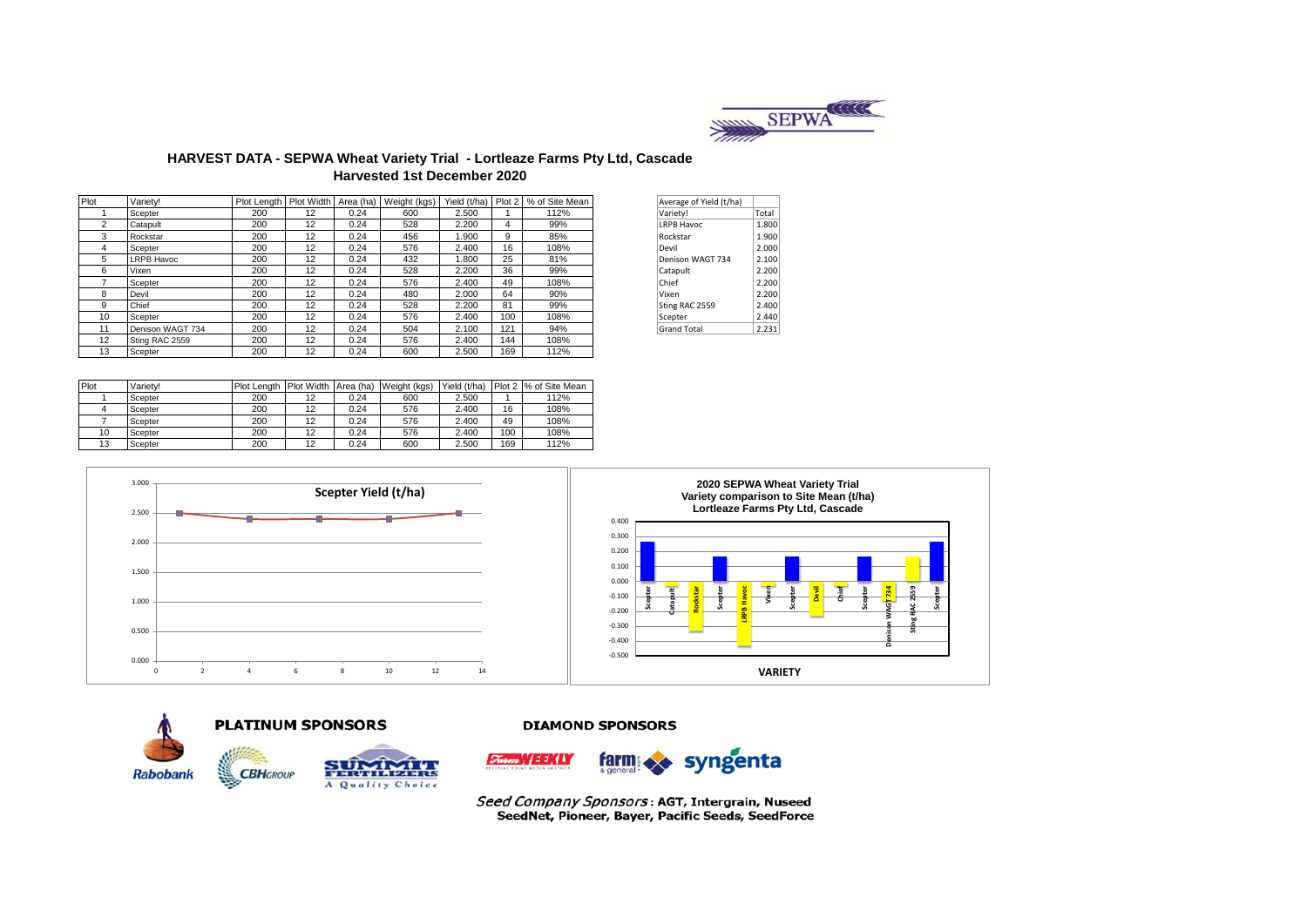# HARVEST DATA - SEPWA Wheat Variety Trial - Lortleaze Farms Pty Ltd, Cascade

## Harvested 1st December 2020

| Plot | Variety! | Plot Length | Plot Width | Area (ha) | Weight (kgs) | Yield (t/ha) | Plot 2 | % of Site Mean |
|---|---|---|---|---|---|---|---|---|
| 1 | Scepter | 200 | 12 | 0.24 | 600 | 2.500 | 1 | 112% |
| 2 | Catapult | 200 | 12 | 0.24 | 528 | 2.200 | 4 | 99% |
| 3 | Rockstar | 200 | 12 | 0.24 | 456 | 1.900 | 9 | 85% |
| 4 | Scepter | 200 | 12 | 0.24 | 576 | 2.400 | 16 | 108% |
| 5 | LRPB Havoc | 200 | 12 | 0.24 | 432 | 1.800 | 25 | 81% |
| 6 | Vixen | 200 | 12 | 0.24 | 528 | 2.200 | 36 | 99% |
| 7 | Scepter | 200 | 12 | 0.24 | 576 | 2.400 | 49 | 108% |
| 8 | Devil | 200 | 12 | 0.24 | 480 | 2.000 | 64 | 90% |
| 9 | Chief | 200 | 12 | 0.24 | 528 | 2.200 | 81 | 99% |
| 10 | Scepter | 200 | 12 | 0.24 | 576 | 2.400 | 100 | 108% |
| 11 | Denison WAGT 734 | 200 | 12 | 0.24 | 504 | 2.100 | 121 | 94% |
| 12 | Sting RAC 2559 | 200 | 12 | 0.24 | 576 | 2.400 | 144 | 108% |
| 13 | Scepter | 200 | 12 | 0.24 | 600 | 2.500 | 169 | 112% |

| Average of Yield (t/ha) | |
|---|---|
| Variety! | Total |
| LRPB Havoc | 1.800 |
| Rockstar | 1.900 |
| Devil | 2.000 |
| Denison WAGT 734 | 2.100 |
| Catapult | 2.200 |
| Chief | 2.200 |
| Vixen | 2.200 |
| Sting RAC 2559 | 2.400 |
| Scepter | 2.440 |
| Grand Total | 2.231 |

| Plot | Variety! | Plot Length | Plot Width | Area (ha) | Weight (kgs) | Yield (t/ha) | Plot 2 | % of Site Mean |
|---|---|---|---|---|---|---|---|---|
| 1 | Scepter | 200 | 12 | 0.24 | 600 | 2.500 | 1 | 112% |
| 4 | Scepter | 200 | 12 | 0.24 | 576 | 2.400 | 16 | 108% |
| 7 | Scepter | 200 | 12 | 0.24 | 576 | 2.400 | 49 | 108% |
| 10 | Scepter | 200 | 12 | 0.24 | 576 | 2.400 | 100 | 108% |
| 13 | Scepter | 200 | 12 | 0.24 | 600 | 2.500 | 169 | 112% |

**Scepter Yield (t/ha)**

**2020 SEPWA Wheat Variety Trial**
**Variety comparison to Site Mean (t/ha)**
**Lortleaze Farms Pty Ltd, Cascade**

VARIETY

**PLATINUM SPONSORS**

Rabobank, CBH GROUP, SUMMIT FERTILIZERS – A Quality Choice

**DIAMOND SPONSORS**

Farm Weekly, farm & general, syngenta

*Seed Company Sponsors*: AGT, Intergrain, Nuseed SeedNet, Pioneer, Bayer, Pacific Seeds, SeedForce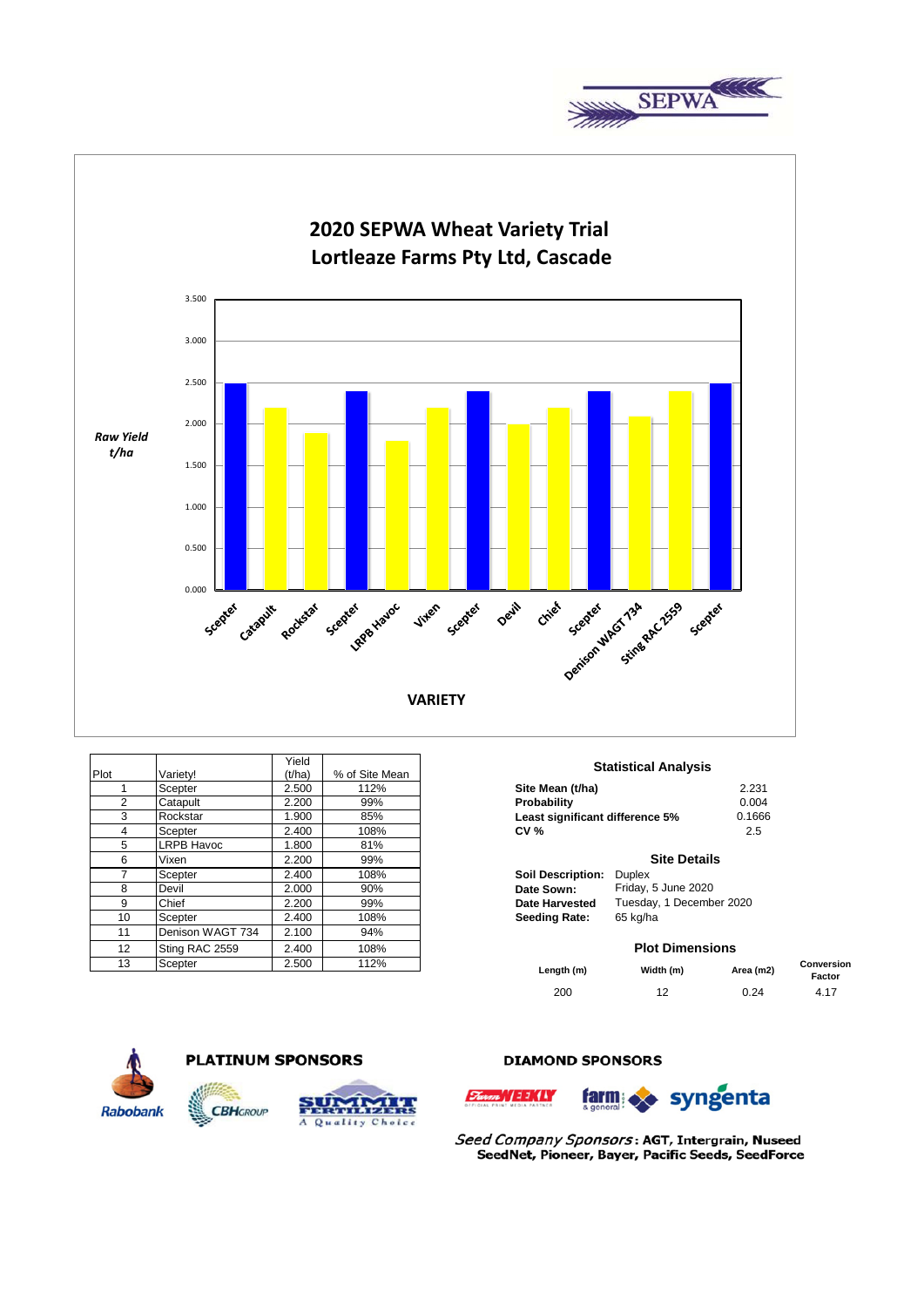# 2020 SEPWA Wheat Variety Trial
## Lortleaze Farms Pty Ltd, Cascade

Raw Yield t/ha

VARIETY

| Plot | Variety! | Yield (t/ha) | % of Site Mean |
|---|---|---|---|
| 1 | Scepter | 2.500 | 112% |
| 2 | Catapult | 2.200 | 99% |
| 3 | Rockstar | 1.900 | 85% |
| 4 | Scepter | 2.400 | 108% |
| 5 | LRPB Havoc | 1.800 | 81% |
| 6 | Vixen | 2.200 | 99% |
| 7 | Scepter | 2.400 | 108% |
| 8 | Devil | 2.000 | 90% |
| 9 | Chief | 2.200 | 99% |
| 10 | Scepter | 2.400 | 108% |
| 11 | Denison WAGT 734 | 2.100 | 94% |
| 12 | Sting RAC 2559 | 2.400 | 108% |
| 13 | Scepter | 2.500 | 112% |

### Statistical Analysis

| | |
|---|---|
| **Site Mean (t/ha)** | 2.231 |
| **Probability** | 0.004 |
| **Least significant difference 5%** | 0.1666 |
| **CV %** | 2.5 |

### Site Details

**Soil Description:** Duplex
**Date Sown:** Friday, 5 June 2020
**Date Harvested** Tuesday, 1 December 2020
**Seeding Rate:** 65 kg/ha

### Plot Dimensions

| Length (m) | Width (m) | Area (m2) | Conversion Factor |
|---|---|---|---|
| 200 | 12 | 0.24 | 4.17 |

**PLATINUM SPONSORS**

Rabobank, CBH Group, Summit Fertilizers – A Quality Choice

**DIAMOND SPONSORS**

Farm Weekly, farm & general, syngenta

*Seed Company Sponsors*: **AGT, Intergrain, Nuseed SeedNet, Pioneer, Bayer, Pacific Seeds, SeedForce**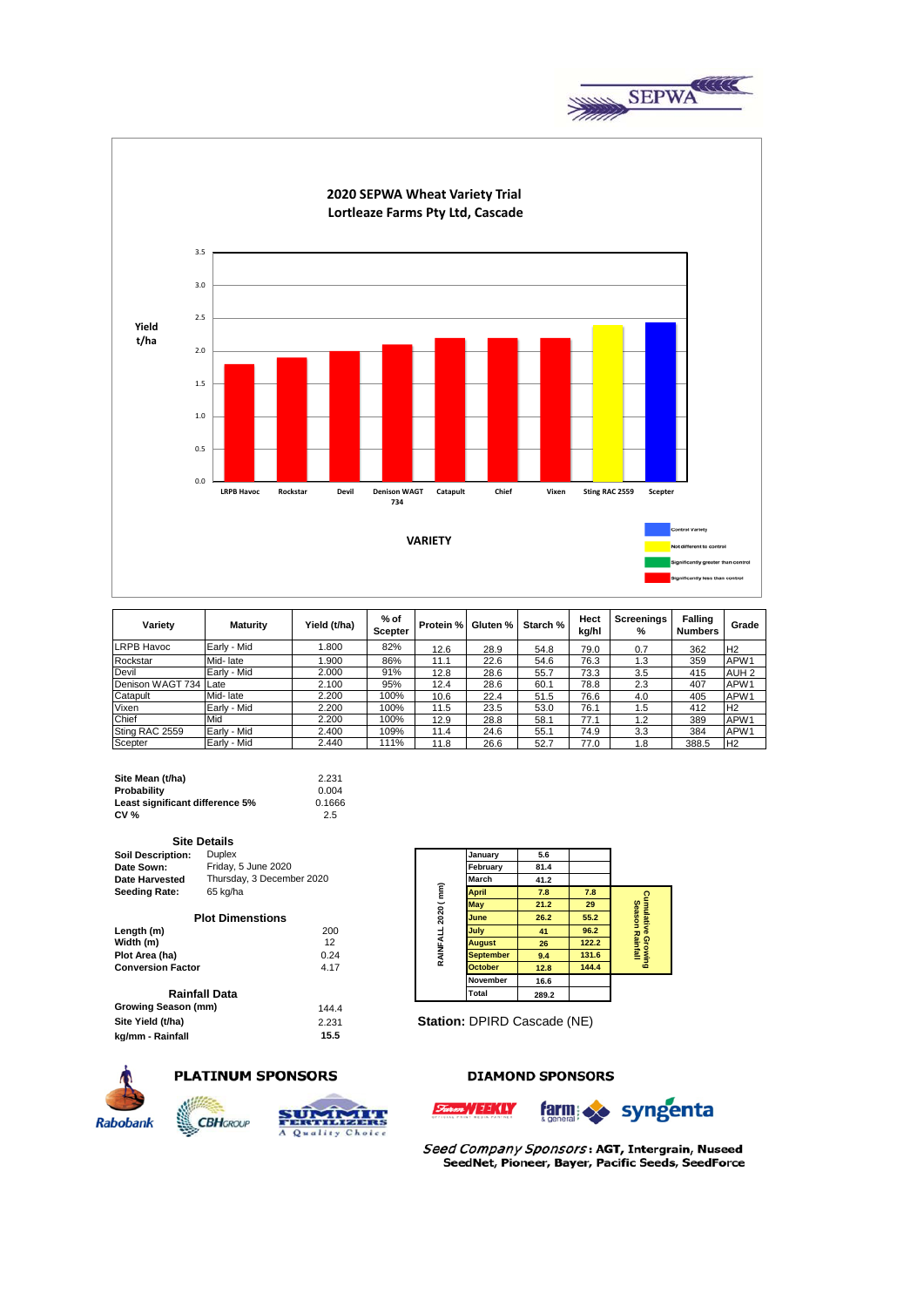SEPWA

## 2020 SEPWA Wheat Variety Trial
## Lortleaze Farms Pty Ltd, Cascade

Yield t/ha

3.5
3.0
2.5
2.0
1.5
1.0
0.5
0.0

LRPB Havoc
Rockstar
Devil
Denison WAGT 734
Catapult
Chief
Vixen
Sting RAC 2559
Scepter

VARIETY

Control Variety
Not different to control
Significantly greater than control
Significantly less than control

| Variety | Maturity | Yield (t/ha) | % of Scepter | Protein % | Gluten % | Starch % | Hect kg/hl | Screenings % | Falling Numbers | Grade |
|---|---|---|---|---|---|---|---|---|---|---|
| LRPB Havoc | Early - Mid | 1.800 | 82% | 12.6 | 28.9 | 54.8 | 79.0 | 0.7 | 362 | H2 |
| Rockstar | Mid- late | 1.900 | 86% | 11.1 | 22.6 | 54.6 | 76.3 | 1.3 | 359 | APW1 |
| Devil | Early - Mid | 2.000 | 91% | 12.8 | 28.6 | 55.7 | 73.3 | 3.5 | 415 | AUH 2 |
| Denison WAGT 734 | Late | 2.100 | 95% | 12.4 | 28.6 | 60.1 | 78.8 | 2.3 | 407 | APW1 |
| Catapult | Mid- late | 2.200 | 100% | 10.6 | 22.4 | 51.5 | 76.6 | 4.0 | 405 | APW1 |
| Vixen | Early - Mid | 2.200 | 100% | 11.5 | 23.5 | 53.0 | 76.1 | 1.5 | 412 | H2 |
| Chief | Mid | 2.200 | 100% | 12.9 | 28.8 | 58.1 | 77.1 | 1.2 | 389 | APW1 |
| Sting RAC 2559 | Early - Mid | 2.400 | 109% | 11.4 | 24.6 | 55.1 | 74.9 | 3.3 | 384 | APW1 |
| Scepter | Early - Mid | 2.440 | 111% | 11.8 | 26.6 | 52.7 | 77.0 | 1.8 | 388.5 | H2 |

| | |
|---|---|
| **Site Mean (t/ha)** | 2.231 |
| **Probability** | 0.004 |
| **Least significant difference 5%** | 0.1666 |
| **CV %** | 2.5 |

### Site Details

| | |
|---|---|
| **Soil Description:** | Duplex |
| **Date Sown:** | Friday, 5 June 2020 |
| **Date Harvested** | Thursday, 3 December 2020 |
| **Seeding Rate:** | 65 kg/ha |

### Plot Dimenstions

| | |
|---|---|
| **Length (m)** | 200 |
| **Width (m)** | 12 |
| **Plot Area (ha)** | 0.24 |
| **Conversion Factor** | 4.17 |

### Rainfall Data

| | |
|---|---|
| **Growing Season (mm)** | 144.4 |
| **Site Yield (t/ha)** | 2.231 |
| **kg/mm - Rainfall** | 15.5 |

RAINFALL 2020 ( mm)

| Month | Rainfall | Cumulative Growing Season Rainfall |
|---|---|---|
| January | 5.6 | |
| February | 81.4 | |
| March | 41.2 | |
| April | 7.8 | 7.8 |
| May | 21.2 | 29 |
| June | 26.2 | 55.2 |
| July | 41 | 96.2 |
| August | 26 | 122.2 |
| September | 9.4 | 131.6 |
| October | 12.8 | 144.4 |
| November | 16.6 | |
| Total | 289.2 | |

**Station:** DPIRD Cascade (NE)

**PLATINUM SPONSORS**

Rabobank, CBH Group, Summit Fertilizers – A Quality Choice

**DIAMOND SPONSORS**

Farm Weekly, farm & general, syngenta

*Seed Company Sponsors*: **AGT, Intergrain, Nuseed SeedNet, Pioneer, Bayer, Pacific Seeds, SeedForce**